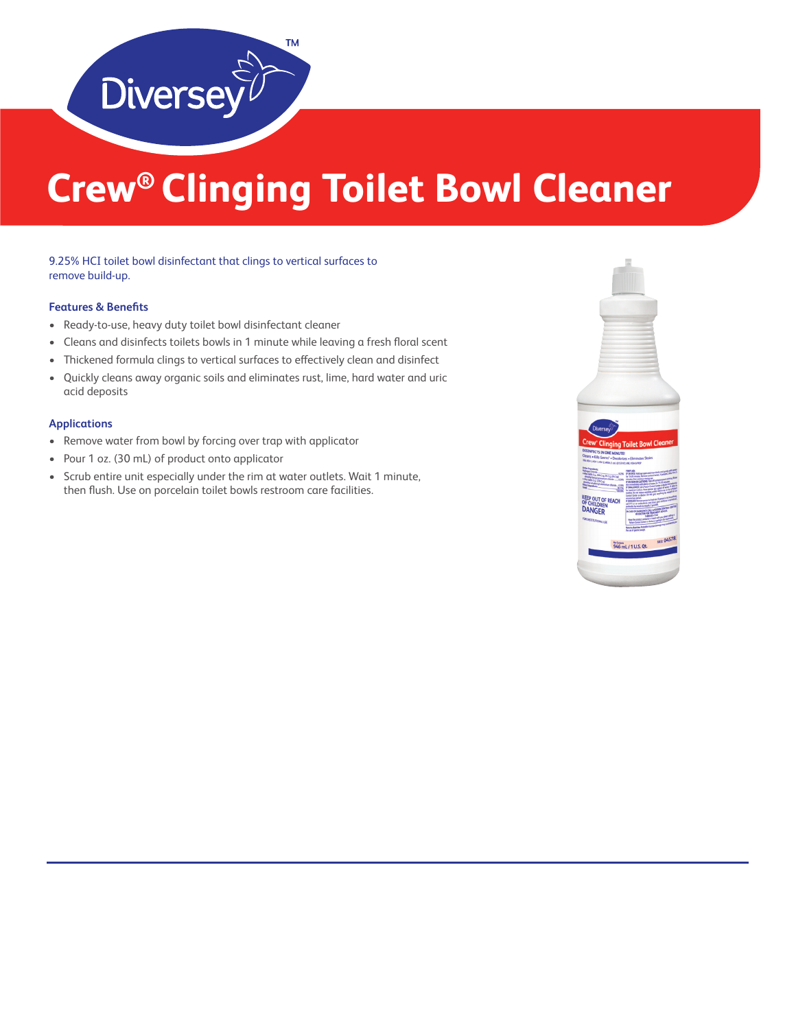# Crew® Clinging Toilet Bowl Cleaner

9.25% HCI toilet bowl disinfectant that clings to vertical surfaces to remove build-up.

### Features & Benefits

- Ready-to-use, heavy duty toilet bowl disinfectant cleaner
- Cleans and disinfects toilets bowls in 1 minute while leaving a fresh floral scent
- Thickened formula clings to vertical surfaces to effectively clean and disinfect
- Quickly cleans away organic soils and eliminates rust, lime, hard water and uric acid deposits

### Applications

- Remove water from bowl by forcing over trap with applicator
- Pour 1 oz. (30 mL) of product onto applicator
- Scrub entire unit especially under the rim at water outlets. Wait 1 minute, then flush. Use on porcelain toilet bowls restroom care facilities.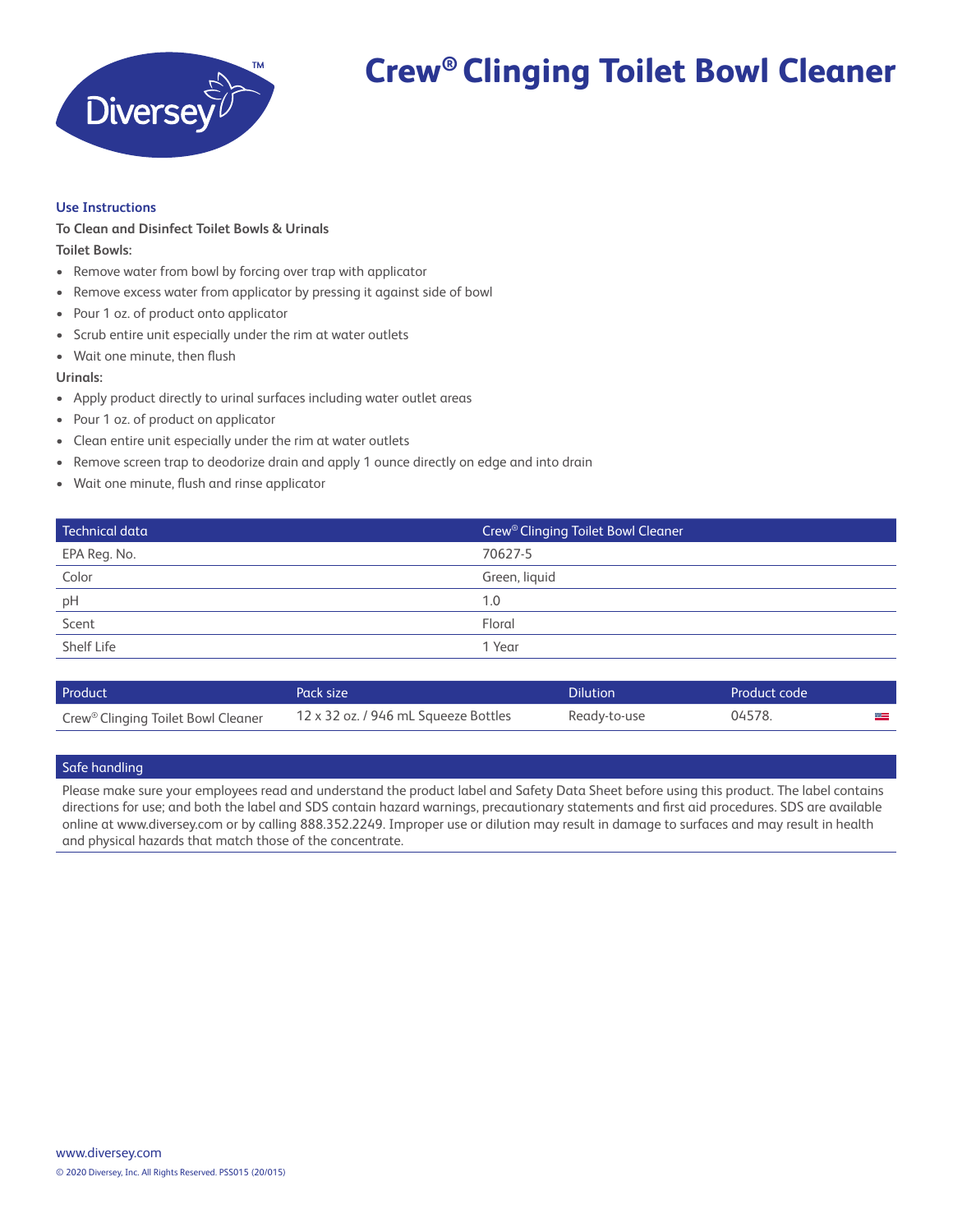# Crew® Clinging Toilet Bowl Cleaner

**Use Instructions**

**To Clean and Disinfect Toilet Bowls & Urinals**

**Toilet Bowls:**

- Remove water from bowl by forcing over trap with applicator
- Remove excess water from applicator by pressing it against side of bowl
- Pour 1 oz. of product onto applicator
- Scrub entire unit especially under the rim at water outlets
- Wait one minute, then flush

**Urinals:**

- Apply product directly to urinal surfaces including water outlet areas
- Pour 1 oz. of product on applicator
- Clean entire unit especially under the rim at water outlets
- Remove screen trap to deodorize drain and apply 1 ounce directly on edge and into drain
- Wait one minute, flush and rinse applicator

| Technical data | Crew® Clinging Toilet Bowl Cleaner |
|---|---|
| EPA Reg. No. | 70627-5 |
| Color | Green, liquid |
| pH | 1.0 |
| Scent | Floral |
| Shelf Life | 1 Year |

| Product | Pack size | Dilution | Product code |
|---|---|---|---|
| Crew® Clinging Toilet Bowl Cleaner | 12 x 32 oz. / 946 mL Squeeze Bottles | Ready-to-use | 04578. |

## Safe handling

Please make sure your employees read and understand the product label and Safety Data Sheet before using this product. The label contains directions for use; and both the label and SDS contain hazard warnings, precautionary statements and first aid procedures. SDS are available online at www.diversey.com or by calling 888.352.2249. Improper use or dilution may result in damage to surfaces and may result in health and physical hazards that match those of the concentrate.

www.diversey.com

© 2020 Diversey, Inc. All Rights Reserved. PSS015 (20/015)